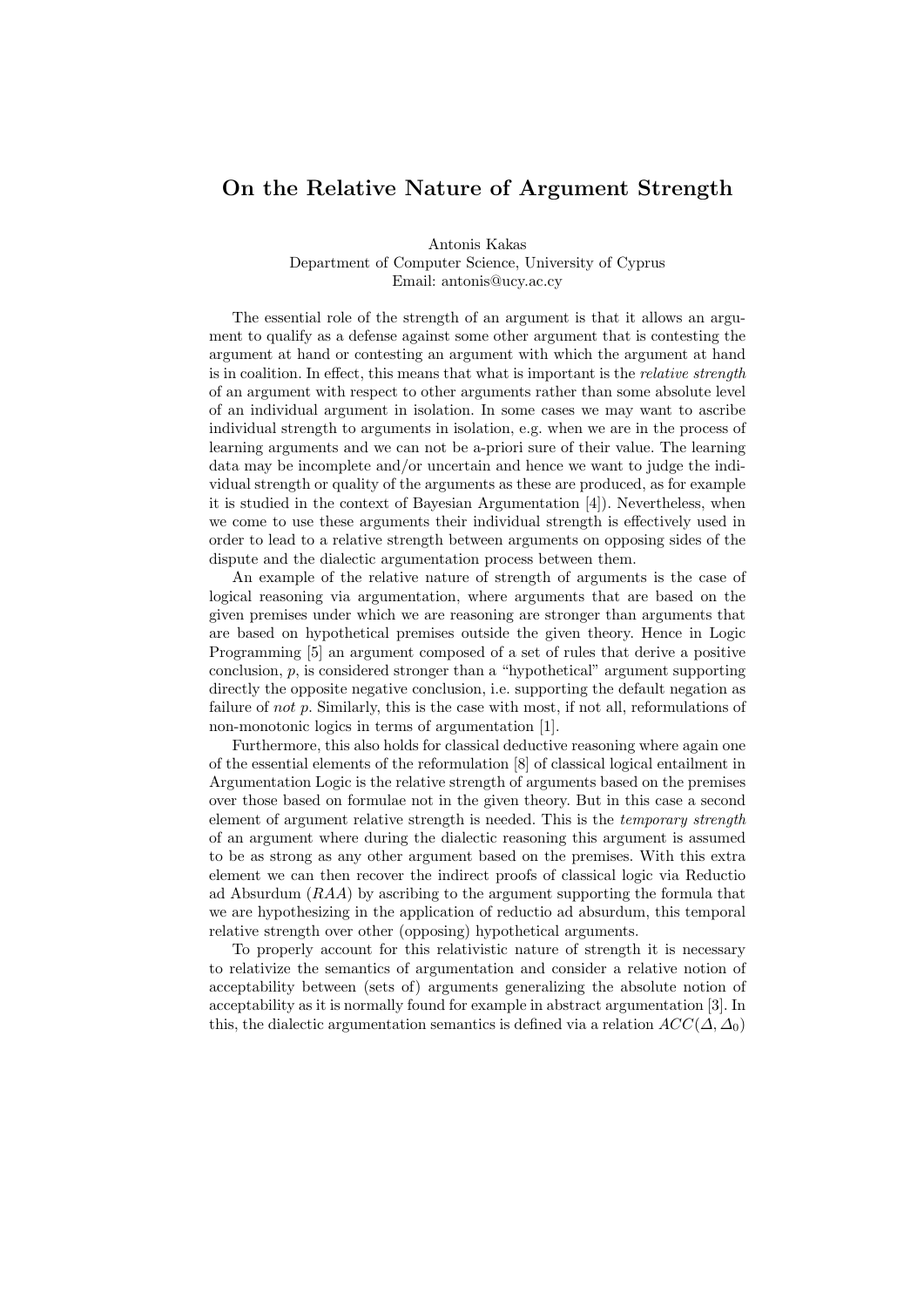# On the Relative Nature of Argument Strength

Antonis Kakas
Department of Computer Science, University of Cyprus
Email: antonis@ucy.ac.cy

The essential role of the strength of an argument is that it allows an argument to qualify as a defense against some other argument that is contesting the argument at hand or contesting an argument with which the argument at hand is in coalition. In effect, this means that what is important is the *relative strength* of an argument with respect to other arguments rather than some absolute level of an individual argument in isolation. In some cases we may want to ascribe individual strength to arguments in isolation, e.g. when we are in the process of learning arguments and we can not be a-priori sure of their value. The learning data may be incomplete and/or uncertain and hence we want to judge the individual strength or quality of the arguments as these are produced, as for example it is studied in the context of Bayesian Argumentation [4]). Nevertheless, when we come to use these arguments their individual strength is effectively used in order to lead to a relative strength between arguments on opposing sides of the dispute and the dialectic argumentation process between them.

An example of the relative nature of strength of arguments is the case of logical reasoning via argumentation, where arguments that are based on the given premises under which we are reasoning are stronger than arguments that are based on hypothetical premises outside the given theory. Hence in Logic Programming [5] an argument composed of a set of rules that derive a positive conclusion, $p$, is considered stronger than a "hypothetical" argument supporting directly the opposite negative conclusion, i.e. supporting the default negation as failure of *not p*. Similarly, this is the case with most, if not all, reformulations of non-monotonic logics in terms of argumentation [1].

Furthermore, this also holds for classical deductive reasoning where again one of the essential elements of the reformulation [8] of classical logical entailment in Argumentation Logic is the relative strength of arguments based on the premises over those based on formulae not in the given theory. But in this case a second element of argument relative strength is needed. This is the *temporary strength* of an argument where during the dialectic reasoning this argument is assumed to be as strong as any other argument based on the premises. With this extra element we can then recover the indirect proofs of classical logic via Reductio ad Absurdum ($RAA$) by ascribing to the argument supporting the formula that we are hypothesizing in the application of reductio ad absurdum, this temporal relative strength over other (opposing) hypothetical arguments.

To properly account for this relativistic nature of strength it is necessary to relativize the semantics of argumentation and consider a relative notion of acceptability between (sets of) arguments generalizing the absolute notion of acceptability as it is normally found for example in abstract argumentation [3]. In this, the dialectic argumentation semantics is defined via a relation $ACC(\Delta, \Delta_0)$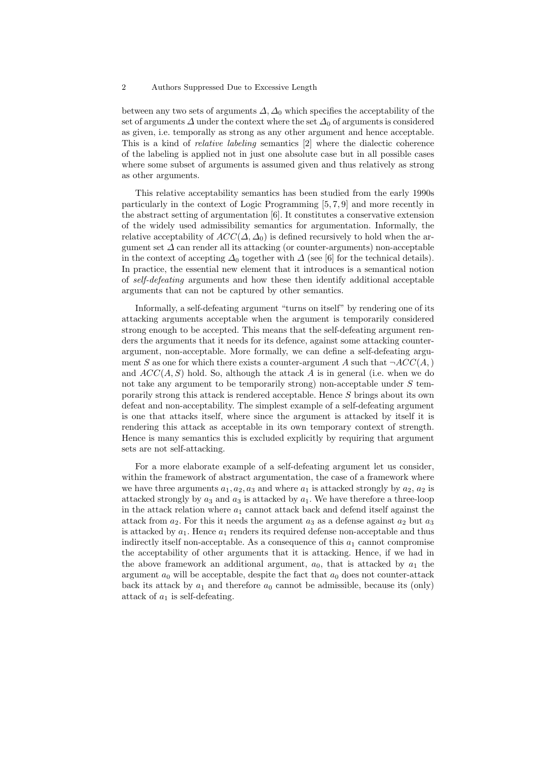between any two sets of arguments $\Delta, \Delta_0$ which specifies the acceptability of the set of arguments $\Delta$ under the context where the set $\Delta_0$ of arguments is considered as given, i.e. temporally as strong as any other argument and hence acceptable. This is a kind of *relative labeling* semantics [2] where the dialectic coherence of the labeling is applied not in just one absolute case but in all possible cases where some subset of arguments is assumed given and thus relatively as strong as other arguments.

This relative acceptability semantics has been studied from the early 1990s particularly in the context of Logic Programming [5, 7, 9] and more recently in the abstract setting of argumentation [6]. It constitutes a conservative extension of the widely used admissibility semantics for argumentation. Informally, the relative acceptability of $ACC(\Delta, \Delta_0)$ is defined recursively to hold when the argument set $\Delta$ can render all its attacking (or counter-arguments) non-acceptable in the context of accepting $\Delta_0$ together with $\Delta$ (see [6] for the technical details). In practice, the essential new element that it introduces is a semantical notion of *self-defeating* arguments and how these then identify additional acceptable arguments that can not be captured by other semantics.

Informally, a self-defeating argument "turns on itself" by rendering one of its attacking arguments acceptable when the argument is temporarily considered strong enough to be accepted. This means that the self-defeating argument renders the arguments that it needs for its defence, against some attacking counter-argument, non-acceptable. More formally, we can define a self-defeating argument $S$ as one for which there exists a counter-argument $A$ such that $\neg ACC(A, )$ and $ACC(A, S)$ hold. So, although the attack $A$ is in general (i.e. when we do not take any argument to be temporarily strong) non-acceptable under $S$ temporarily strong this attack is rendered acceptable. Hence $S$ brings about its own defeat and non-acceptability. The simplest example of a self-defeating argument is one that attacks itself, where since the argument is attacked by itself it is rendering this attack as acceptable in its own temporary context of strength. Hence is many semantics this is excluded explicitly by requiring that argument sets are not self-attacking.

For a more elaborate example of a self-defeating argument let us consider, within the framework of abstract argumentation, the case of a framework where we have three arguments $a_1, a_2, a_3$ and where $a_1$ is attacked strongly by $a_2$, $a_2$ is attacked strongly by $a_3$ and $a_3$ is attacked by $a_1$. We have therefore a three-loop in the attack relation where $a_1$ cannot attack back and defend itself against the attack from $a_2$. For this it needs the argument $a_3$ as a defense against $a_2$ but $a_3$ is attacked by $a_1$. Hence $a_1$ renders its required defense non-acceptable and thus indirectly itself non-acceptable. As a consequence of this $a_1$ cannot compromise the acceptability of other arguments that it is attacking. Hence, if we had in the above framework an additional argument, $a_0$, that is attacked by $a_1$ the argument $a_0$ will be acceptable, despite the fact that $a_0$ does not counter-attack back its attack by $a_1$ and therefore $a_0$ cannot be admissible, because its (only) attack of $a_1$ is self-defeating.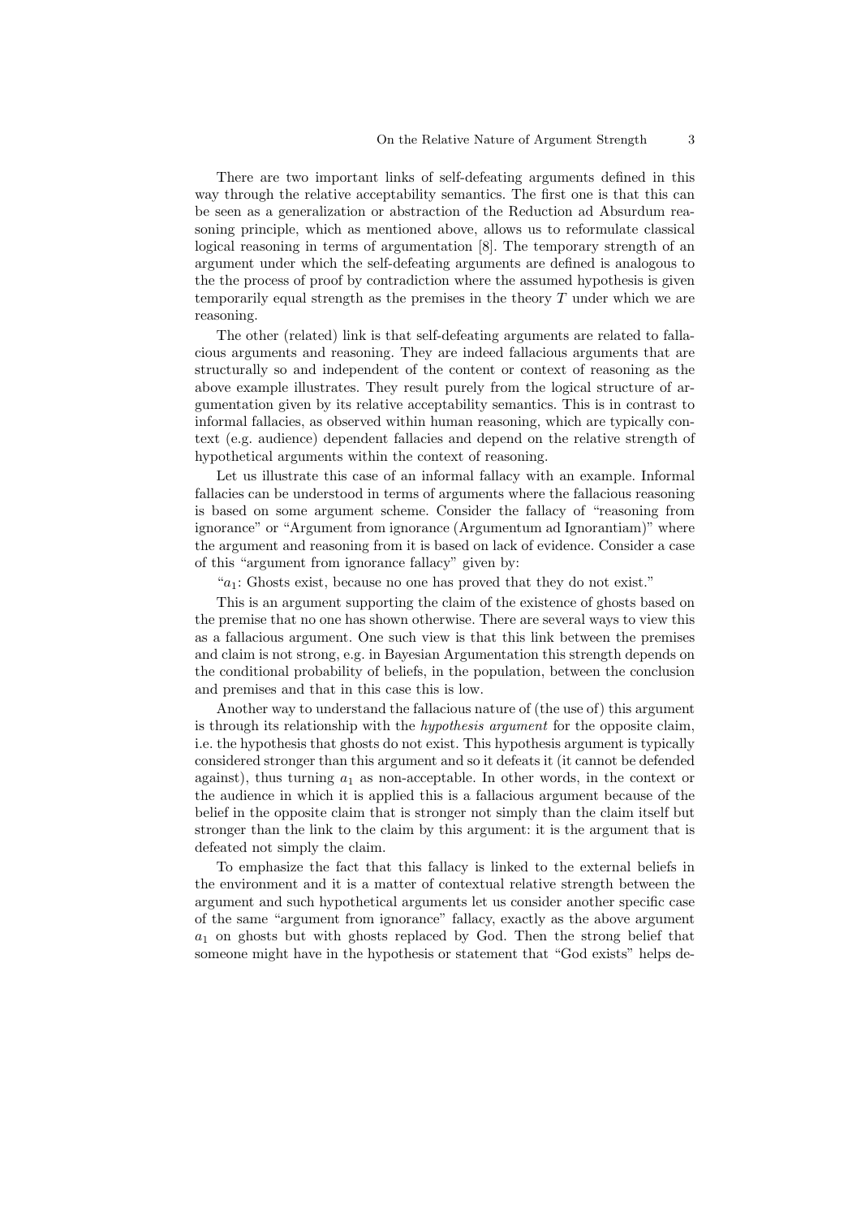There are two important links of self-defeating arguments defined in this way through the relative acceptability semantics. The first one is that this can be seen as a generalization or abstraction of the Reduction ad Absurdum reasoning principle, which as mentioned above, allows us to reformulate classical logical reasoning in terms of argumentation [8]. The temporary strength of an argument under which the self-defeating arguments are defined is analogous to the the process of proof by contradiction where the assumed hypothesis is given temporarily equal strength as the premises in the theory $T$ under which we are reasoning.

The other (related) link is that self-defeating arguments are related to fallacious arguments and reasoning. They are indeed fallacious arguments that are structurally so and independent of the content or context of reasoning as the above example illustrates. They result purely from the logical structure of argumentation given by its relative acceptability semantics. This is in contrast to informal fallacies, as observed within human reasoning, which are typically context (e.g. audience) dependent fallacies and depend on the relative strength of hypothetical arguments within the context of reasoning.

Let us illustrate this case of an informal fallacy with an example. Informal fallacies can be understood in terms of arguments where the fallacious reasoning is based on some argument scheme. Consider the fallacy of "reasoning from ignorance" or "Argument from ignorance (Argumentum ad Ignorantiam)" where the argument and reasoning from it is based on lack of evidence. Consider a case of this "argument from ignorance fallacy" given by:

"$a_1$: Ghosts exist, because no one has proved that they do not exist."

This is an argument supporting the claim of the existence of ghosts based on the premise that no one has shown otherwise. There are several ways to view this as a fallacious argument. One such view is that this link between the premises and claim is not strong, e.g. in Bayesian Argumentation this strength depends on the conditional probability of beliefs, in the population, between the conclusion and premises and that in this case this is low.

Another way to understand the fallacious nature of (the use of) this argument is through its relationship with the *hypothesis argument* for the opposite claim, i.e. the hypothesis that ghosts do not exist. This hypothesis argument is typically considered stronger than this argument and so it defeats it (it cannot be defended against), thus turning $a_1$ as non-acceptable. In other words, in the context or the audience in which it is applied this is a fallacious argument because of the belief in the opposite claim that is stronger not simply than the claim itself but stronger than the link to the claim by this argument: it is the argument that is defeated not simply the claim.

To emphasize the fact that this fallacy is linked to the external beliefs in the environment and it is a matter of contextual relative strength between the argument and such hypothetical arguments let us consider another specific case of the same "argument from ignorance" fallacy, exactly as the above argument $a_1$ on ghosts but with ghosts replaced by God. Then the strong belief that someone might have in the hypothesis or statement that "God exists" helps de-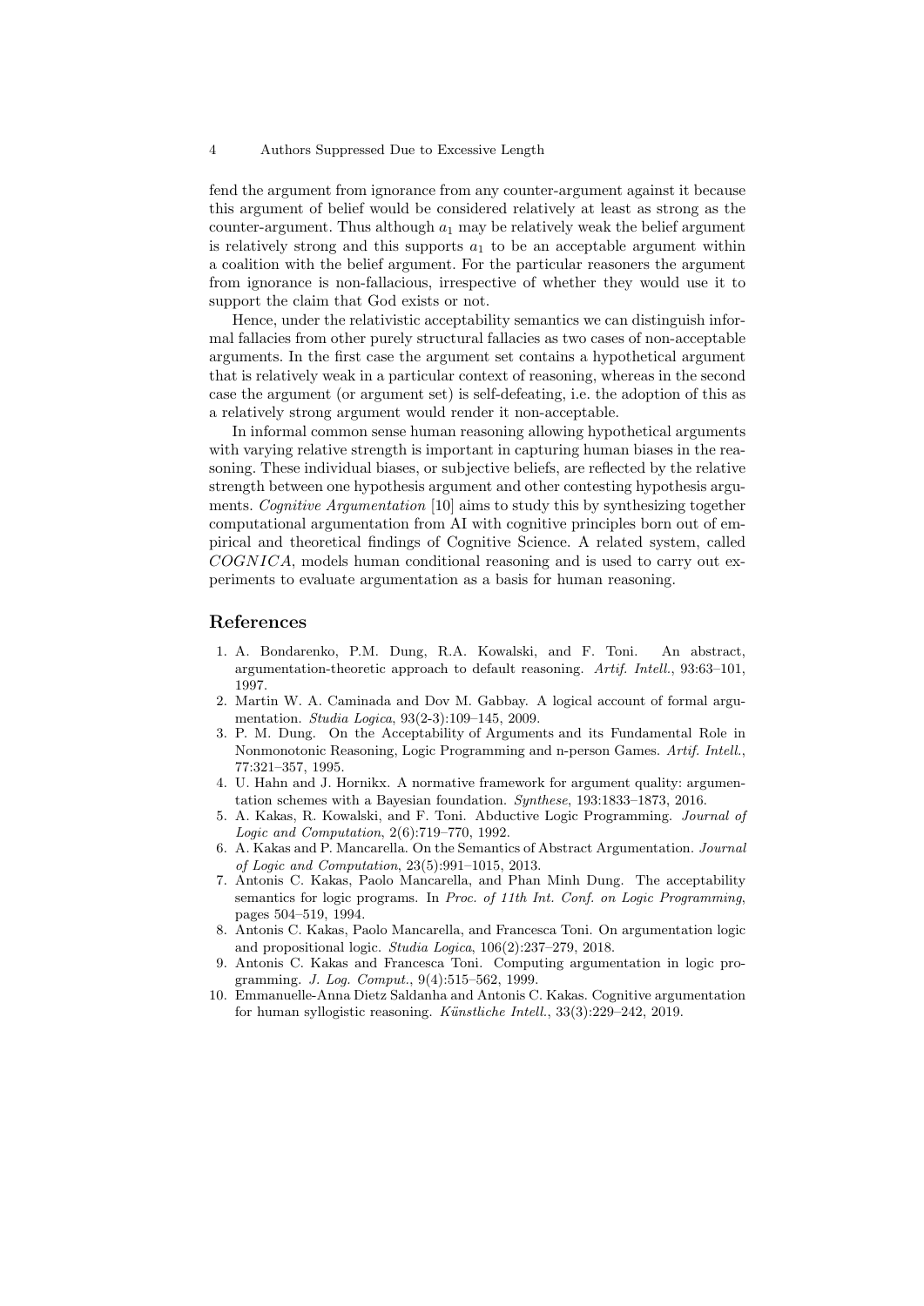fend the argument from ignorance from any counter-argument against it because this argument of belief would be considered relatively at least as strong as the counter-argument. Thus although $a_1$ may be relatively weak the belief argument is relatively strong and this supports $a_1$ to be an acceptable argument within a coalition with the belief argument. For the particular reasoners the argument from ignorance is non-fallacious, irrespective of whether they would use it to support the claim that God exists or not.

Hence, under the relativistic acceptability semantics we can distinguish informal fallacies from other purely structural fallacies as two cases of non-acceptable arguments. In the first case the argument set contains a hypothetical argument that is relatively weak in a particular context of reasoning, whereas in the second case the argument (or argument set) is self-defeating, i.e. the adoption of this as a relatively strong argument would render it non-acceptable.

In informal common sense human reasoning allowing hypothetical arguments with varying relative strength is important in capturing human biases in the reasoning. These individual biases, or subjective beliefs, are reflected by the relative strength between one hypothesis argument and other contesting hypothesis arguments. *Cognitive Argumentation* [10] aims to study this by synthesizing together computational argumentation from AI with cognitive principles born out of empirical and theoretical findings of Cognitive Science. A related system, called *COGNICA*, models human conditional reasoning and is used to carry out experiments to evaluate argumentation as a basis for human reasoning.

## References

1. A. Bondarenko, P.M. Dung, R.A. Kowalski, and F. Toni. An abstract, argumentation-theoretic approach to default reasoning. *Artif. Intell.*, 93:63–101, 1997.
2. Martin W. A. Caminada and Dov M. Gabbay. A logical account of formal argumentation. *Studia Logica*, 93(2-3):109–145, 2009.
3. P. M. Dung. On the Acceptability of Arguments and its Fundamental Role in Nonmonotonic Reasoning, Logic Programming and n-person Games. *Artif. Intell.*, 77:321–357, 1995.
4. U. Hahn and J. Hornikx. A normative framework for argument quality: argumentation schemes with a Bayesian foundation. *Synthese*, 193:1833–1873, 2016.
5. A. Kakas, R. Kowalski, and F. Toni. Abductive Logic Programming. *Journal of Logic and Computation*, 2(6):719–770, 1992.
6. A. Kakas and P. Mancarella. On the Semantics of Abstract Argumentation. *Journal of Logic and Computation*, 23(5):991–1015, 2013.
7. Antonis C. Kakas, Paolo Mancarella, and Phan Minh Dung. The acceptability semantics for logic programs. In *Proc. of 11th Int. Conf. on Logic Programming*, pages 504–519, 1994.
8. Antonis C. Kakas, Paolo Mancarella, and Francesca Toni. On argumentation logic and propositional logic. *Studia Logica*, 106(2):237–279, 2018.
9. Antonis C. Kakas and Francesca Toni. Computing argumentation in logic programming. *J. Log. Comput.*, 9(4):515–562, 1999.
10. Emmanuelle-Anna Dietz Saldanha and Antonis C. Kakas. Cognitive argumentation for human syllogistic reasoning. *Künstliche Intell.*, 33(3):229–242, 2019.